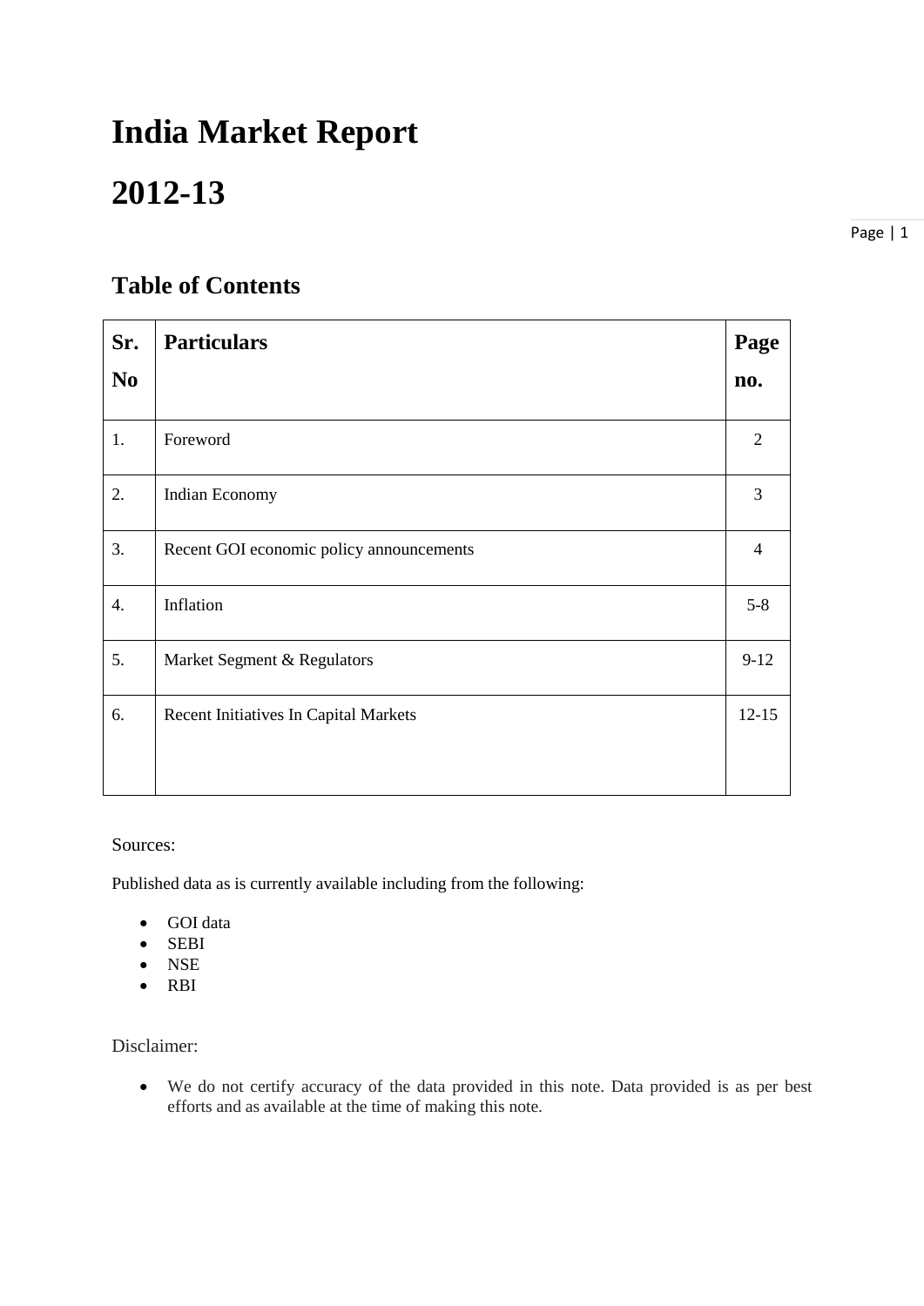# India Market Report

# 2012-13

## Table of Contents

| Sr. No | Particulars | Page no. |
|---|---|---|
| 1. | Foreword | 2 |
| 2. | Indian Economy | 3 |
| 3. | Recent GOI economic policy announcements | 4 |
| 4. | Inflation | 5-8 |
| 5. | Market Segment & Regulators | 9-12 |
| 6. | Recent Initiatives In Capital Markets | 12-15 |

Sources:

Published data as is currently available including from the following:

- GOI data
- SEBI
- NSE
- RBI

Disclaimer:

- We do not certify accuracy of the data provided in this note. Data provided is as per best efforts and as available at the time of making this note.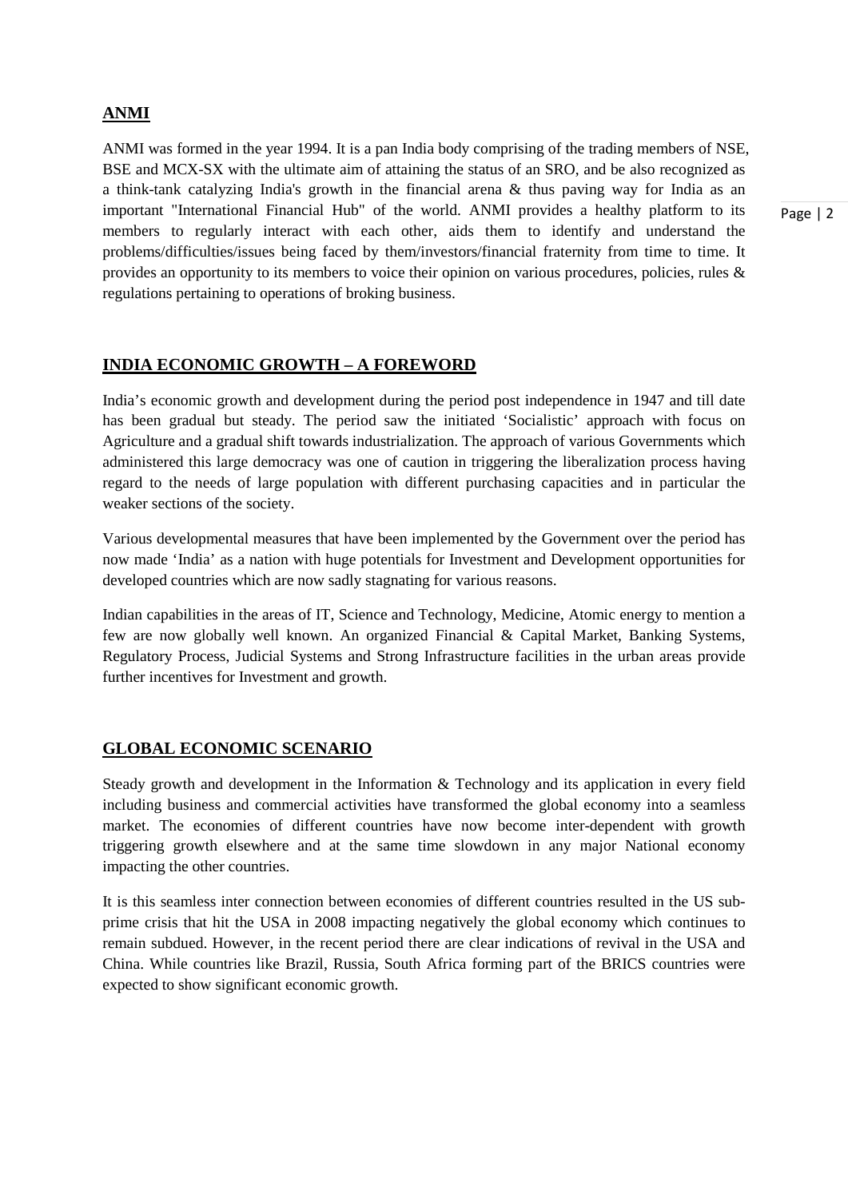## ANMI

ANMI was formed in the year 1994. It is a pan India body comprising of the trading members of NSE, BSE and MCX-SX with the ultimate aim of attaining the status of an SRO, and be also recognized as a think-tank catalyzing India's growth in the financial arena & thus paving way for India as an important "International Financial Hub" of the world. ANMI provides a healthy platform to its members to regularly interact with each other, aids them to identify and understand the problems/difficulties/issues being faced by them/investors/financial fraternity from time to time. It provides an opportunity to its members to voice their opinion on various procedures, policies, rules & regulations pertaining to operations of broking business.

## INDIA ECONOMIC GROWTH – A FOREWORD

India's economic growth and development during the period post independence in 1947 and till date has been gradual but steady. The period saw the initiated 'Socialistic' approach with focus on Agriculture and a gradual shift towards industrialization. The approach of various Governments which administered this large democracy was one of caution in triggering the liberalization process having regard to the needs of large population with different purchasing capacities and in particular the weaker sections of the society.

Various developmental measures that have been implemented by the Government over the period has now made 'India' as a nation with huge potentials for Investment and Development opportunities for developed countries which are now sadly stagnating for various reasons.

Indian capabilities in the areas of IT, Science and Technology, Medicine, Atomic energy to mention a few are now globally well known. An organized Financial & Capital Market, Banking Systems, Regulatory Process, Judicial Systems and Strong Infrastructure facilities in the urban areas provide further incentives for Investment and growth.

## GLOBAL ECONOMIC SCENARIO

Steady growth and development in the Information & Technology and its application in every field including business and commercial activities have transformed the global economy into a seamless market. The economies of different countries have now become inter-dependent with growth triggering growth elsewhere and at the same time slowdown in any major National economy impacting the other countries.

It is this seamless inter connection between economies of different countries resulted in the US sub-prime crisis that hit the USA in 2008 impacting negatively the global economy which continues to remain subdued. However, in the recent period there are clear indications of revival in the USA and China. While countries like Brazil, Russia, South Africa forming part of the BRICS countries were expected to show significant economic growth.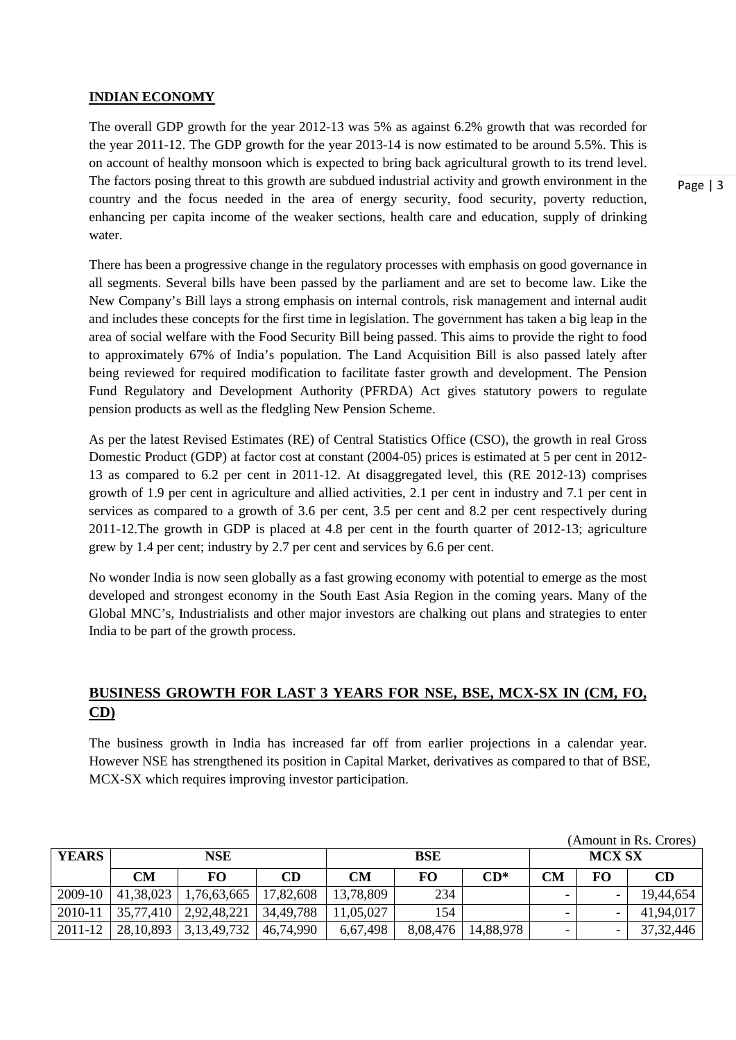## INDIAN ECONOMY

The overall GDP growth for the year 2012-13 was 5% as against 6.2% growth that was recorded for the year 2011-12. The GDP growth for the year 2013-14 is now estimated to be around 5.5%. This is on account of healthy monsoon which is expected to bring back agricultural growth to its trend level. The factors posing threat to this growth are subdued industrial activity and growth environment in the country and the focus needed in the area of energy security, food security, poverty reduction, enhancing per capita income of the weaker sections, health care and education, supply of drinking water.

There has been a progressive change in the regulatory processes with emphasis on good governance in all segments. Several bills have been passed by the parliament and are set to become law. Like the New Company's Bill lays a strong emphasis on internal controls, risk management and internal audit and includes these concepts for the first time in legislation. The government has taken a big leap in the area of social welfare with the Food Security Bill being passed. This aims to provide the right to food to approximately 67% of India's population. The Land Acquisition Bill is also passed lately after being reviewed for required modification to facilitate faster growth and development. The Pension Fund Regulatory and Development Authority (PFRDA) Act gives statutory powers to regulate pension products as well as the fledgling New Pension Scheme.

As per the latest Revised Estimates (RE) of Central Statistics Office (CSO), the growth in real Gross Domestic Product (GDP) at factor cost at constant (2004-05) prices is estimated at 5 per cent in 2012-13 as compared to 6.2 per cent in 2011-12. At disaggregated level, this (RE 2012-13) comprises growth of 1.9 per cent in agriculture and allied activities, 2.1 per cent in industry and 7.1 per cent in services as compared to a growth of 3.6 per cent, 3.5 per cent and 8.2 per cent respectively during 2011-12.The growth in GDP is placed at 4.8 per cent in the fourth quarter of 2012-13; agriculture grew by 1.4 per cent; industry by 2.7 per cent and services by 6.6 per cent.

No wonder India is now seen globally as a fast growing economy with potential to emerge as the most developed and strongest economy in the South East Asia Region in the coming years. Many of the Global MNC's, Industrialists and other major investors are chalking out plans and strategies to enter India to be part of the growth process.

## BUSINESS GROWTH FOR LAST 3 YEARS FOR NSE, BSE, MCX-SX IN (CM, FO, CD)

The business growth in India has increased far off from earlier projections in a calendar year. However NSE has strengthened its position in Capital Market, derivatives as compared to that of BSE, MCX-SX which requires improving investor participation.

(Amount in Rs. Crores)

| YEARS | NSE | | | BSE | | | MCX SX | | |
|---|---|---|---|---|---|---|---|---|---|
| | CM | FO | CD | CM | FO | CD* | CM | FO | CD |
| 2009-10 | 41,38,023 | 1,76,63,665 | 17,82,608 | 13,78,809 | 234 | | - | - | 19,44,654 |
| 2010-11 | 35,77,410 | 2,92,48,221 | 34,49,788 | 11,05,027 | 154 | | - | - | 41,94,017 |
| 2011-12 | 28,10,893 | 3,13,49,732 | 46,74,990 | 6,67,498 | 8,08,476 | 14,88,978 | - | - | 37,32,446 |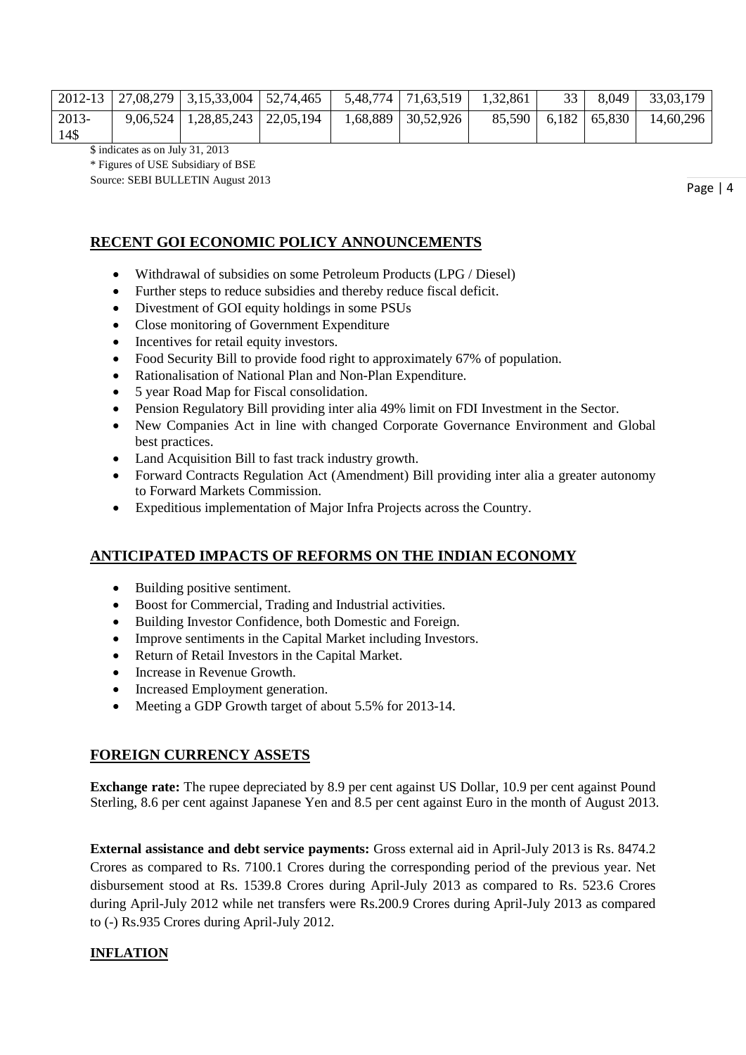| | | | | | | | | | |
|---|---|---|---|---|---|---|---|---|---|
| 2012-13 | 27,08,279 | 3,15,33,004 | 52,74,465 | 5,48,774 | 71,63,519 | 1,32,861 | 33 | 8,049 | 33,03,179 |
| 2013-14$ | 9,06,524 | 1,28,85,243 | 22,05,194 | 1,68,889 | 30,52,926 | 85,590 | 6,182 | 65,830 | 14,60,296 |

$ indicates as on July 31, 2013

* Figures of USE Subsidiary of BSE

Source: SEBI BULLETIN August 2013

## RECENT GOI ECONOMIC POLICY ANNOUNCEMENTS

- Withdrawal of subsidies on some Petroleum Products (LPG / Diesel)
- Further steps to reduce subsidies and thereby reduce fiscal deficit.
- Divestment of GOI equity holdings in some PSUs
- Close monitoring of Government Expenditure
- Incentives for retail equity investors.
- Food Security Bill to provide food right to approximately 67% of population.
- Rationalisation of National Plan and Non-Plan Expenditure.
- 5 year Road Map for Fiscal consolidation.
- Pension Regulatory Bill providing inter alia 49% limit on FDI Investment in the Sector.
- New Companies Act in line with changed Corporate Governance Environment and Global best practices.
- Land Acquisition Bill to fast track industry growth.
- Forward Contracts Regulation Act (Amendment) Bill providing inter alia a greater autonomy to Forward Markets Commission.
- Expeditious implementation of Major Infra Projects across the Country.

## ANTICIPATED IMPACTS OF REFORMS ON THE INDIAN ECONOMY

- Building positive sentiment.
- Boost for Commercial, Trading and Industrial activities.
- Building Investor Confidence, both Domestic and Foreign.
- Improve sentiments in the Capital Market including Investors.
- Return of Retail Investors in the Capital Market.
- Increase in Revenue Growth.
- Increased Employment generation.
- Meeting a GDP Growth target of about 5.5% for 2013-14.

## FOREIGN CURRENCY ASSETS

**Exchange rate:** The rupee depreciated by 8.9 per cent against US Dollar, 10.9 per cent against Pound Sterling, 8.6 per cent against Japanese Yen and 8.5 per cent against Euro in the month of August 2013.

**External assistance and debt service payments:** Gross external aid in April-July 2013 is Rs. 8474.2 Crores as compared to Rs. 7100.1 Crores during the corresponding period of the previous year. Net disbursement stood at Rs. 1539.8 Crores during April-July 2013 as compared to Rs. 523.6 Crores during April-July 2012 while net transfers were Rs.200.9 Crores during April-July 2013 as compared to (-) Rs.935 Crores during April-July 2012.

## INFLATION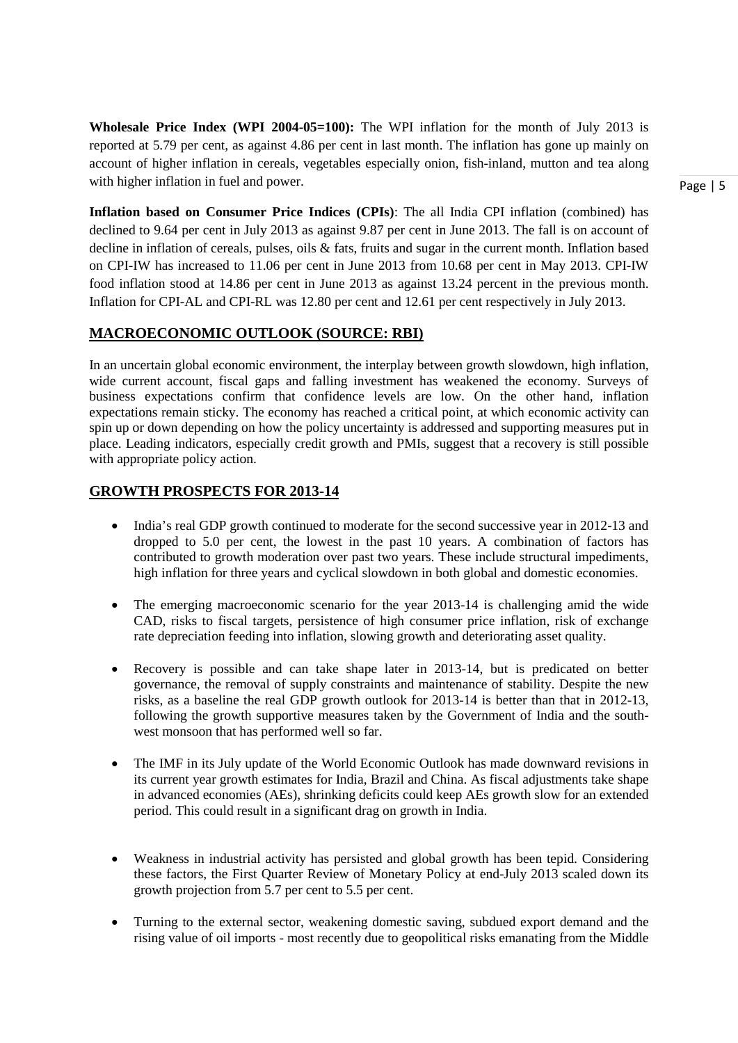**Wholesale Price Index (WPI 2004-05=100):** The WPI inflation for the month of July 2013 is reported at 5.79 per cent, as against 4.86 per cent in last month. The inflation has gone up mainly on account of higher inflation in cereals, vegetables especially onion, fish-inland, mutton and tea along with higher inflation in fuel and power.

**Inflation based on Consumer Price Indices (CPIs)**: The all India CPI inflation (combined) has declined to 9.64 per cent in July 2013 as against 9.87 per cent in June 2013. The fall is on account of decline in inflation of cereals, pulses, oils & fats, fruits and sugar in the current month. Inflation based on CPI-IW has increased to 11.06 per cent in June 2013 from 10.68 per cent in May 2013. CPI-IW food inflation stood at 14.86 per cent in June 2013 as against 13.24 percent in the previous month. Inflation for CPI-AL and CPI-RL was 12.80 per cent and 12.61 per cent respectively in July 2013.

## MACROECONOMIC OUTLOOK (SOURCE: RBI)

In an uncertain global economic environment, the interplay between growth slowdown, high inflation, wide current account, fiscal gaps and falling investment has weakened the economy. Surveys of business expectations confirm that confidence levels are low. On the other hand, inflation expectations remain sticky. The economy has reached a critical point, at which economic activity can spin up or down depending on how the policy uncertainty is addressed and supporting measures put in place. Leading indicators, especially credit growth and PMIs, suggest that a recovery is still possible with appropriate policy action.

## GROWTH PROSPECTS FOR 2013-14

- India's real GDP growth continued to moderate for the second successive year in 2012-13 and dropped to 5.0 per cent, the lowest in the past 10 years. A combination of factors has contributed to growth moderation over past two years. These include structural impediments, high inflation for three years and cyclical slowdown in both global and domestic economies.

- The emerging macroeconomic scenario for the year 2013-14 is challenging amid the wide CAD, risks to fiscal targets, persistence of high consumer price inflation, risk of exchange rate depreciation feeding into inflation, slowing growth and deteriorating asset quality.

- Recovery is possible and can take shape later in 2013-14, but is predicated on better governance, the removal of supply constraints and maintenance of stability. Despite the new risks, as a baseline the real GDP growth outlook for 2013-14 is better than that in 2012-13, following the growth supportive measures taken by the Government of India and the south-west monsoon that has performed well so far.

- The IMF in its July update of the World Economic Outlook has made downward revisions in its current year growth estimates for India, Brazil and China. As fiscal adjustments take shape in advanced economies (AEs), shrinking deficits could keep AEs growth slow for an extended period. This could result in a significant drag on growth in India.

- Weakness in industrial activity has persisted and global growth has been tepid. Considering these factors, the First Quarter Review of Monetary Policy at end-July 2013 scaled down its growth projection from 5.7 per cent to 5.5 per cent.

- Turning to the external sector, weakening domestic saving, subdued export demand and the rising value of oil imports - most recently due to geopolitical risks emanating from the Middle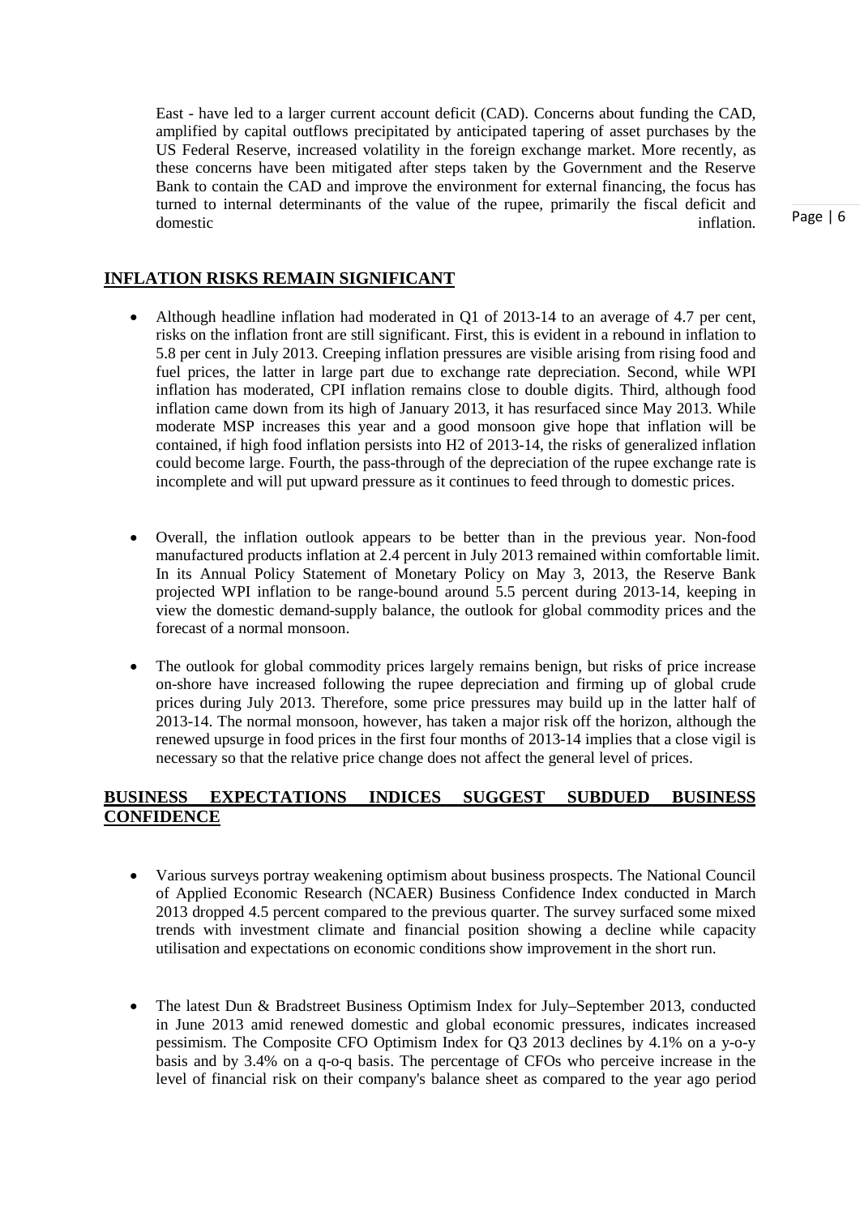East - have led to a larger current account deficit (CAD). Concerns about funding the CAD, amplified by capital outflows precipitated by anticipated tapering of asset purchases by the US Federal Reserve, increased volatility in the foreign exchange market. More recently, as these concerns have been mitigated after steps taken by the Government and the Reserve Bank to contain the CAD and improve the environment for external financing, the focus has turned to internal determinants of the value of the rupee, primarily the fiscal deficit and domestic inflation.

## INFLATION RISKS REMAIN SIGNIFICANT

- Although headline inflation had moderated in Q1 of 2013-14 to an average of 4.7 per cent, risks on the inflation front are still significant. First, this is evident in a rebound in inflation to 5.8 per cent in July 2013. Creeping inflation pressures are visible arising from rising food and fuel prices, the latter in large part due to exchange rate depreciation. Second, while WPI inflation has moderated, CPI inflation remains close to double digits. Third, although food inflation came down from its high of January 2013, it has resurfaced since May 2013. While moderate MSP increases this year and a good monsoon give hope that inflation will be contained, if high food inflation persists into H2 of 2013-14, the risks of generalized inflation could become large. Fourth, the pass-through of the depreciation of the rupee exchange rate is incomplete and will put upward pressure as it continues to feed through to domestic prices.

- Overall, the inflation outlook appears to be better than in the previous year. Non-food manufactured products inflation at 2.4 percent in July 2013 remained within comfortable limit. In its Annual Policy Statement of Monetary Policy on May 3, 2013, the Reserve Bank projected WPI inflation to be range-bound around 5.5 percent during 2013-14, keeping in view the domestic demand-supply balance, the outlook for global commodity prices and the forecast of a normal monsoon.

- The outlook for global commodity prices largely remains benign, but risks of price increase on-shore have increased following the rupee depreciation and firming up of global crude prices during July 2013. Therefore, some price pressures may build up in the latter half of 2013-14. The normal monsoon, however, has taken a major risk off the horizon, although the renewed upsurge in food prices in the first four months of 2013-14 implies that a close vigil is necessary so that the relative price change does not affect the general level of prices.

## BUSINESS EXPECTATIONS INDICES SUGGEST SUBDUED BUSINESS CONFIDENCE

- Various surveys portray weakening optimism about business prospects. The National Council of Applied Economic Research (NCAER) Business Confidence Index conducted in March 2013 dropped 4.5 percent compared to the previous quarter. The survey surfaced some mixed trends with investment climate and financial position showing a decline while capacity utilisation and expectations on economic conditions show improvement in the short run.

- The latest Dun & Bradstreet Business Optimism Index for July–September 2013, conducted in June 2013 amid renewed domestic and global economic pressures, indicates increased pessimism. The Composite CFO Optimism Index for Q3 2013 declines by 4.1% on a y-o-y basis and by 3.4% on a q-o-q basis. The percentage of CFOs who perceive increase in the level of financial risk on their company's balance sheet as compared to the year ago period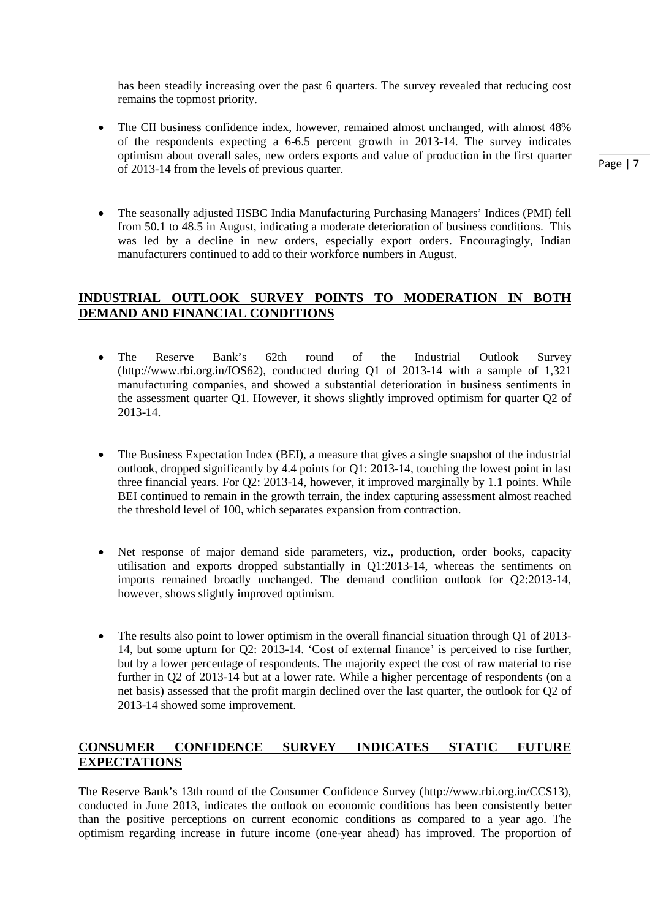has been steadily increasing over the past 6 quarters. The survey revealed that reducing cost remains the topmost priority.

- The CII business confidence index, however, remained almost unchanged, with almost 48% of the respondents expecting a 6-6.5 percent growth in 2013-14. The survey indicates optimism about overall sales, new orders exports and value of production in the first quarter of 2013-14 from the levels of previous quarter.

- The seasonally adjusted HSBC India Manufacturing Purchasing Managers' Indices (PMI) fell from 50.1 to 48.5 in August, indicating a moderate deterioration of business conditions. This was led by a decline in new orders, especially export orders. Encouragingly, Indian manufacturers continued to add to their workforce numbers in August.

## INDUSTRIAL OUTLOOK SURVEY POINTS TO MODERATION IN BOTH DEMAND AND FINANCIAL CONDITIONS

- The Reserve Bank's 62th round of the Industrial Outlook Survey (http://www.rbi.org.in/IOS62), conducted during Q1 of 2013-14 with a sample of 1,321 manufacturing companies, and showed a substantial deterioration in business sentiments in the assessment quarter Q1. However, it shows slightly improved optimism for quarter Q2 of 2013-14.

- The Business Expectation Index (BEI), a measure that gives a single snapshot of the industrial outlook, dropped significantly by 4.4 points for Q1: 2013-14, touching the lowest point in last three financial years. For Q2: 2013-14, however, it improved marginally by 1.1 points. While BEI continued to remain in the growth terrain, the index capturing assessment almost reached the threshold level of 100, which separates expansion from contraction.

- Net response of major demand side parameters, viz., production, order books, capacity utilisation and exports dropped substantially in Q1:2013-14, whereas the sentiments on imports remained broadly unchanged. The demand condition outlook for Q2:2013-14, however, shows slightly improved optimism.

- The results also point to lower optimism in the overall financial situation through Q1 of 2013-14, but some upturn for Q2: 2013-14. 'Cost of external finance' is perceived to rise further, but by a lower percentage of respondents. The majority expect the cost of raw material to rise further in Q2 of 2013-14 but at a lower rate. While a higher percentage of respondents (on a net basis) assessed that the profit margin declined over the last quarter, the outlook for Q2 of 2013-14 showed some improvement.

## CONSUMER CONFIDENCE SURVEY INDICATES STATIC FUTURE EXPECTATIONS

The Reserve Bank's 13th round of the Consumer Confidence Survey (http://www.rbi.org.in/CCS13), conducted in June 2013, indicates the outlook on economic conditions has been consistently better than the positive perceptions on current economic conditions as compared to a year ago. The optimism regarding increase in future income (one-year ahead) has improved. The proportion of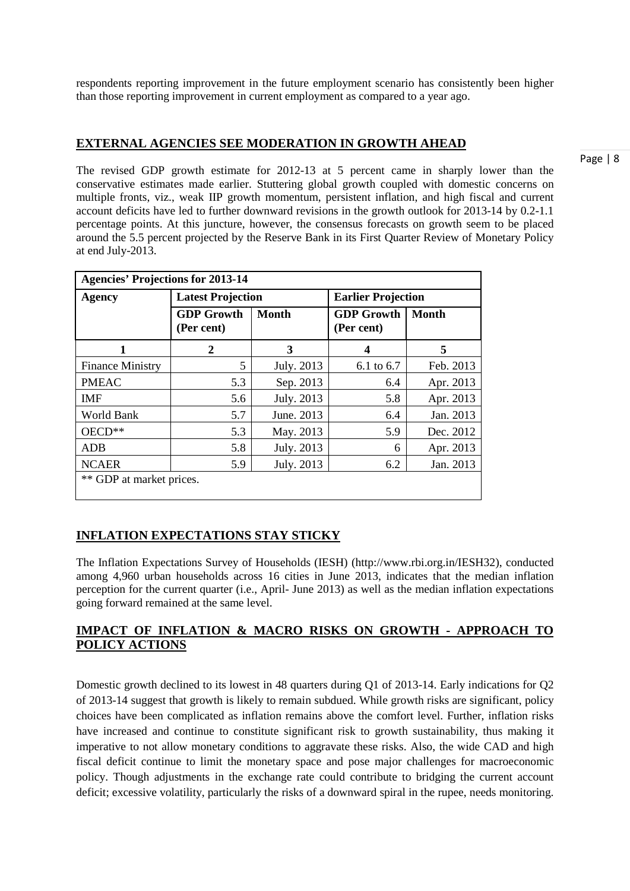respondents reporting improvement in the future employment scenario has consistently been higher than those reporting improvement in current employment as compared to a year ago.

## EXTERNAL AGENCIES SEE MODERATION IN GROWTH AHEAD

The revised GDP growth estimate for 2012-13 at 5 percent came in sharply lower than the conservative estimates made earlier. Stuttering global growth coupled with domestic concerns on multiple fronts, viz., weak IIP growth momentum, persistent inflation, and high fiscal and current account deficits have led to further downward revisions in the growth outlook for 2013-14 by 0.2-1.1 percentage points. At this juncture, however, the consensus forecasts on growth seem to be placed around the 5.5 percent projected by the Reserve Bank in its First Quarter Review of Monetary Policy at end July-2013.

| **Agencies' Projections for 2013-14** | | | | |
|---|---|---|---|---|
| **Agency** | **Latest Projection** | | **Earlier Projection** | |
| | **GDP Growth (Per cent)** | **Month** | **GDP Growth (Per cent)** | **Month** |
| **1** | **2** | **3** | **4** | **5** |
| Finance Ministry | 5 | July. 2013 | 6.1 to 6.7 | Feb. 2013 |
| PMEAC | 5.3 | Sep. 2013 | 6.4 | Apr. 2013 |
| IMF | 5.6 | July. 2013 | 5.8 | Apr. 2013 |
| World Bank | 5.7 | June. 2013 | 6.4 | Jan. 2013 |
| OECD** | 5.3 | May. 2013 | 5.9 | Dec. 2012 |
| ADB | 5.8 | July. 2013 | 6 | Apr. 2013 |
| NCAER | 5.9 | July. 2013 | 6.2 | Jan. 2013 |

** GDP at market prices.

## INFLATION EXPECTATIONS STAY STICKY

The Inflation Expectations Survey of Households (IESH) (http://www.rbi.org.in/IESH32), conducted among 4,960 urban households across 16 cities in June 2013, indicates that the median inflation perception for the current quarter (i.e., April- June 2013) as well as the median inflation expectations going forward remained at the same level.

## IMPACT OF INFLATION & MACRO RISKS ON GROWTH - APPROACH TO POLICY ACTIONS

Domestic growth declined to its lowest in 48 quarters during Q1 of 2013-14. Early indications for Q2 of 2013-14 suggest that growth is likely to remain subdued. While growth risks are significant, policy choices have been complicated as inflation remains above the comfort level. Further, inflation risks have increased and continue to constitute significant risk to growth sustainability, thus making it imperative to not allow monetary conditions to aggravate these risks. Also, the wide CAD and high fiscal deficit continue to limit the monetary space and pose major challenges for macroeconomic policy. Though adjustments in the exchange rate could contribute to bridging the current account deficit; excessive volatility, particularly the risks of a downward spiral in the rupee, needs monitoring.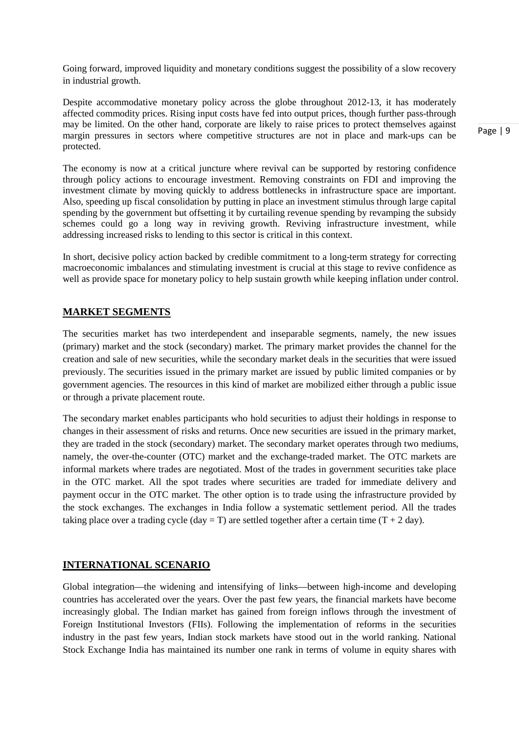Going forward, improved liquidity and monetary conditions suggest the possibility of a slow recovery in industrial growth.

Despite accommodative monetary policy across the globe throughout 2012-13, it has moderately affected commodity prices. Rising input costs have fed into output prices, though further pass-through may be limited. On the other hand, corporate are likely to raise prices to protect themselves against margin pressures in sectors where competitive structures are not in place and mark-ups can be protected.

The economy is now at a critical juncture where revival can be supported by restoring confidence through policy actions to encourage investment. Removing constraints on FDI and improving the investment climate by moving quickly to address bottlenecks in infrastructure space are important. Also, speeding up fiscal consolidation by putting in place an investment stimulus through large capital spending by the government but offsetting it by curtailing revenue spending by revamping the subsidy schemes could go a long way in reviving growth. Reviving infrastructure investment, while addressing increased risks to lending to this sector is critical in this context.

In short, decisive policy action backed by credible commitment to a long-term strategy for correcting macroeconomic imbalances and stimulating investment is crucial at this stage to revive confidence as well as provide space for monetary policy to help sustain growth while keeping inflation under control.

## MARKET SEGMENTS

The securities market has two interdependent and inseparable segments, namely, the new issues (primary) market and the stock (secondary) market. The primary market provides the channel for the creation and sale of new securities, while the secondary market deals in the securities that were issued previously. The securities issued in the primary market are issued by public limited companies or by government agencies. The resources in this kind of market are mobilized either through a public issue or through a private placement route.

The secondary market enables participants who hold securities to adjust their holdings in response to changes in their assessment of risks and returns. Once new securities are issued in the primary market, they are traded in the stock (secondary) market. The secondary market operates through two mediums, namely, the over-the-counter (OTC) market and the exchange-traded market. The OTC markets are informal markets where trades are negotiated. Most of the trades in government securities take place in the OTC market. All the spot trades where securities are traded for immediate delivery and payment occur in the OTC market. The other option is to trade using the infrastructure provided by the stock exchanges. The exchanges in India follow a systematic settlement period. All the trades taking place over a trading cycle (day = T) are settled together after a certain time (T + 2 day).

## INTERNATIONAL SCENARIO

Global integration—the widening and intensifying of links—between high-income and developing countries has accelerated over the years. Over the past few years, the financial markets have become increasingly global. The Indian market has gained from foreign inflows through the investment of Foreign Institutional Investors (FIIs). Following the implementation of reforms in the securities industry in the past few years, Indian stock markets have stood out in the world ranking. National Stock Exchange India has maintained its number one rank in terms of volume in equity shares with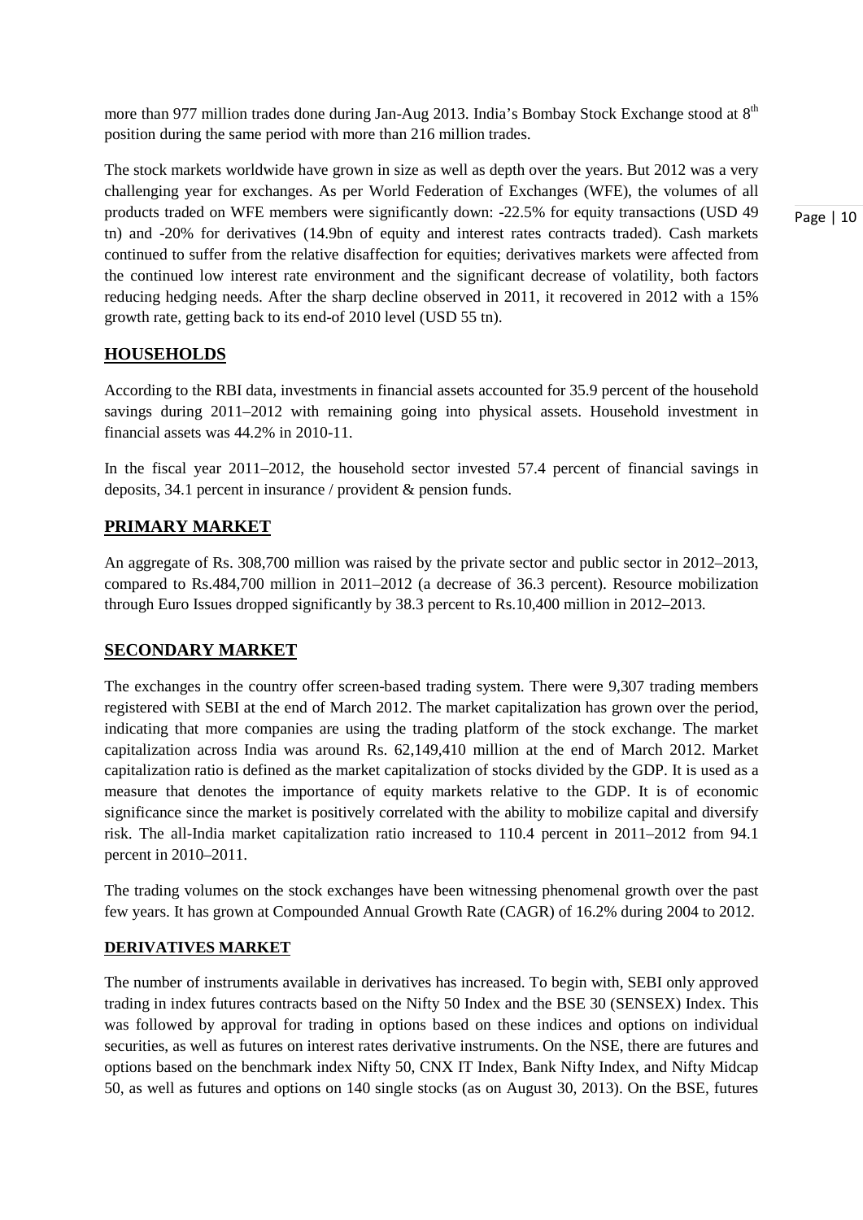more than 977 million trades done during Jan-Aug 2013. India's Bombay Stock Exchange stood at 8th position during the same period with more than 216 million trades.

The stock markets worldwide have grown in size as well as depth over the years. But 2012 was a very challenging year for exchanges. As per World Federation of Exchanges (WFE), the volumes of all products traded on WFE members were significantly down: -22.5% for equity transactions (USD 49 tn) and -20% for derivatives (14.9bn of equity and interest rates contracts traded). Cash markets continued to suffer from the relative disaffection for equities; derivatives markets were affected from the continued low interest rate environment and the significant decrease of volatility, both factors reducing hedging needs. After the sharp decline observed in 2011, it recovered in 2012 with a 15% growth rate, getting back to its end-of 2010 level (USD 55 tn).

## HOUSEHOLDS

According to the RBI data, investments in financial assets accounted for 35.9 percent of the household savings during 2011–2012 with remaining going into physical assets. Household investment in financial assets was 44.2% in 2010-11.

In the fiscal year 2011–2012, the household sector invested 57.4 percent of financial savings in deposits, 34.1 percent in insurance / provident & pension funds.

## PRIMARY MARKET

An aggregate of Rs. 308,700 million was raised by the private sector and public sector in 2012–2013, compared to Rs.484,700 million in 2011–2012 (a decrease of 36.3 percent). Resource mobilization through Euro Issues dropped significantly by 38.3 percent to Rs.10,400 million in 2012–2013.

## SECONDARY MARKET

The exchanges in the country offer screen-based trading system. There were 9,307 trading members registered with SEBI at the end of March 2012. The market capitalization has grown over the period, indicating that more companies are using the trading platform of the stock exchange. The market capitalization across India was around Rs. 62,149,410 million at the end of March 2012. Market capitalization ratio is defined as the market capitalization of stocks divided by the GDP. It is used as a measure that denotes the importance of equity markets relative to the GDP. It is of economic significance since the market is positively correlated with the ability to mobilize capital and diversify risk. The all-India market capitalization ratio increased to 110.4 percent in 2011–2012 from 94.1 percent in 2010–2011.

The trading volumes on the stock exchanges have been witnessing phenomenal growth over the past few years. It has grown at Compounded Annual Growth Rate (CAGR) of 16.2% during 2004 to 2012.

### DERIVATIVES MARKET

The number of instruments available in derivatives has increased. To begin with, SEBI only approved trading in index futures contracts based on the Nifty 50 Index and the BSE 30 (SENSEX) Index. This was followed by approval for trading in options based on these indices and options on individual securities, as well as futures on interest rates derivative instruments. On the NSE, there are futures and options based on the benchmark index Nifty 50, CNX IT Index, Bank Nifty Index, and Nifty Midcap 50, as well as futures and options on 140 single stocks (as on August 30, 2013). On the BSE, futures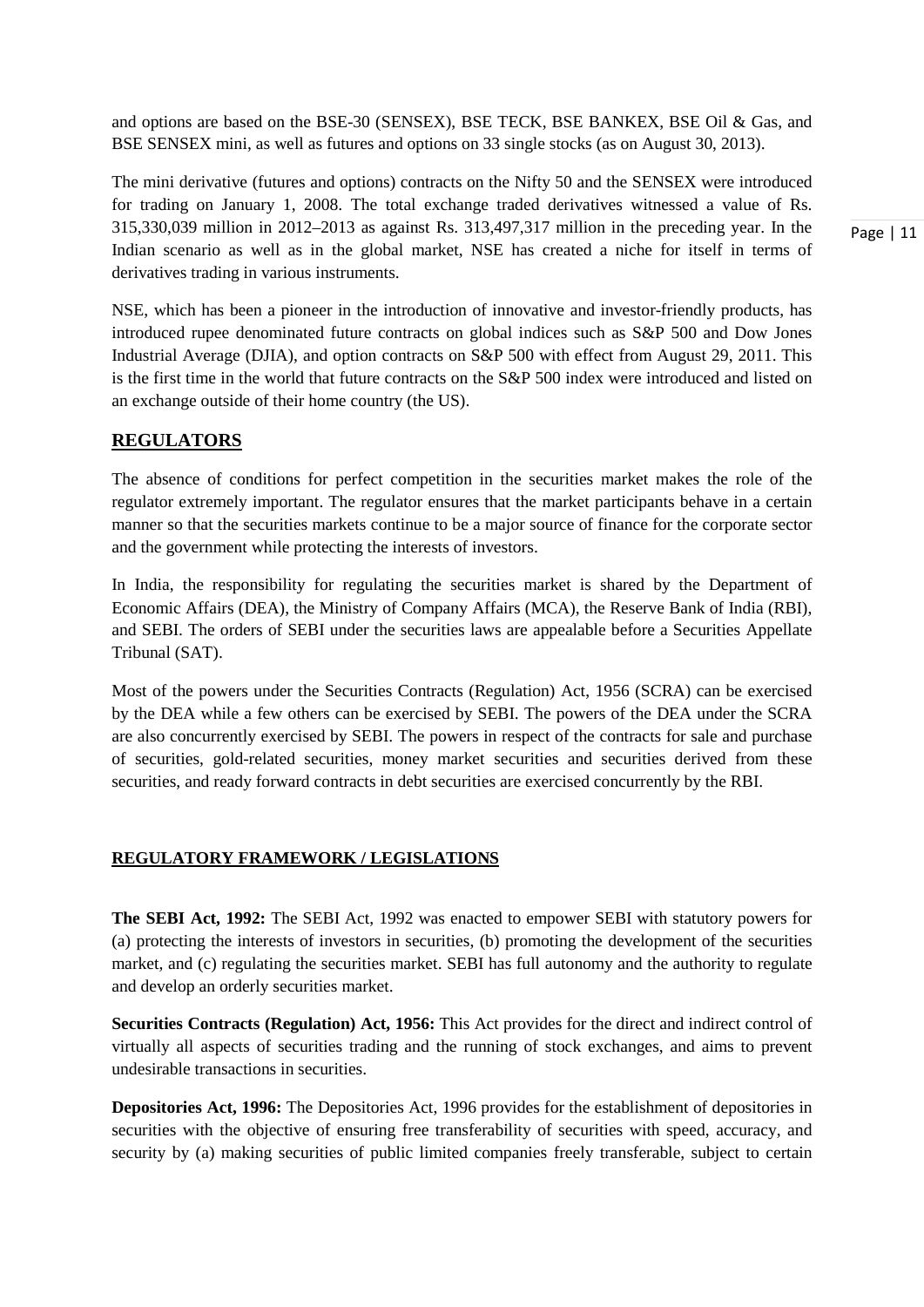and options are based on the BSE-30 (SENSEX), BSE TECK, BSE BANKEX, BSE Oil & Gas, and BSE SENSEX mini, as well as futures and options on 33 single stocks (as on August 30, 2013).

The mini derivative (futures and options) contracts on the Nifty 50 and the SENSEX were introduced for trading on January 1, 2008. The total exchange traded derivatives witnessed a value of Rs. 315,330,039 million in 2012–2013 as against Rs. 313,497,317 million in the preceding year. In the Indian scenario as well as in the global market, NSE has created a niche for itself in terms of derivatives trading in various instruments.

NSE, which has been a pioneer in the introduction of innovative and investor-friendly products, has introduced rupee denominated future contracts on global indices such as S&P 500 and Dow Jones Industrial Average (DJIA), and option contracts on S&P 500 with effect from August 29, 2011. This is the first time in the world that future contracts on the S&P 500 index were introduced and listed on an exchange outside of their home country (the US).

## REGULATORS

The absence of conditions for perfect competition in the securities market makes the role of the regulator extremely important. The regulator ensures that the market participants behave in a certain manner so that the securities markets continue to be a major source of finance for the corporate sector and the government while protecting the interests of investors.

In India, the responsibility for regulating the securities market is shared by the Department of Economic Affairs (DEA), the Ministry of Company Affairs (MCA), the Reserve Bank of India (RBI), and SEBI. The orders of SEBI under the securities laws are appealable before a Securities Appellate Tribunal (SAT).

Most of the powers under the Securities Contracts (Regulation) Act, 1956 (SCRA) can be exercised by the DEA while a few others can be exercised by SEBI. The powers of the DEA under the SCRA are also concurrently exercised by SEBI. The powers in respect of the contracts for sale and purchase of securities, gold-related securities, money market securities and securities derived from these securities, and ready forward contracts in debt securities are exercised concurrently by the RBI.

## REGULATORY FRAMEWORK / LEGISLATIONS

**The SEBI Act, 1992:** The SEBI Act, 1992 was enacted to empower SEBI with statutory powers for (a) protecting the interests of investors in securities, (b) promoting the development of the securities market, and (c) regulating the securities market. SEBI has full autonomy and the authority to regulate and develop an orderly securities market.

**Securities Contracts (Regulation) Act, 1956:** This Act provides for the direct and indirect control of virtually all aspects of securities trading and the running of stock exchanges, and aims to prevent undesirable transactions in securities.

**Depositories Act, 1996:** The Depositories Act, 1996 provides for the establishment of depositories in securities with the objective of ensuring free transferability of securities with speed, accuracy, and security by (a) making securities of public limited companies freely transferable, subject to certain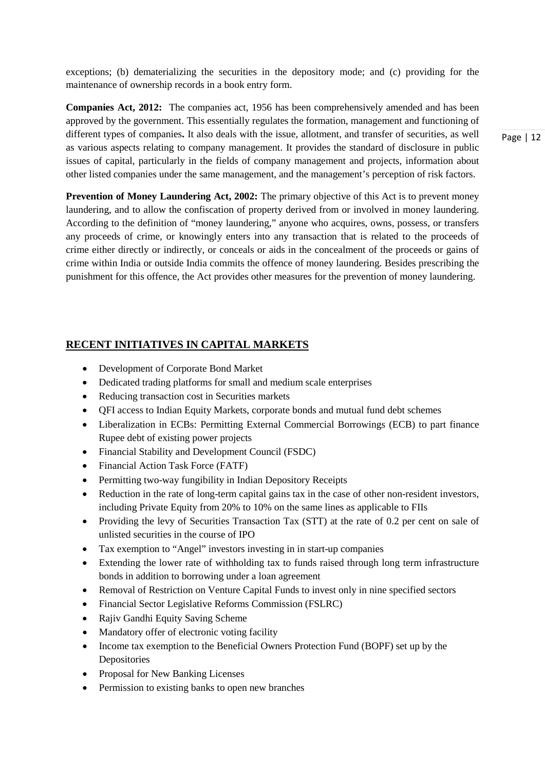exceptions; (b) dematerializing the securities in the depository mode; and (c) providing for the maintenance of ownership records in a book entry form.

**Companies Act, 2012:** The companies act, 1956 has been comprehensively amended and has been approved by the government. This essentially regulates the formation, management and functioning of different types of companies**.** It also deals with the issue, allotment, and transfer of securities, as well as various aspects relating to company management. It provides the standard of disclosure in public issues of capital, particularly in the fields of company management and projects, information about other listed companies under the same management, and the management's perception of risk factors.

**Prevention of Money Laundering Act, 2002:** The primary objective of this Act is to prevent money laundering, and to allow the confiscation of property derived from or involved in money laundering. According to the definition of "money laundering," anyone who acquires, owns, possess, or transfers any proceeds of crime, or knowingly enters into any transaction that is related to the proceeds of crime either directly or indirectly, or conceals or aids in the concealment of the proceeds or gains of crime within India or outside India commits the offence of money laundering. Besides prescribing the punishment for this offence, the Act provides other measures for the prevention of money laundering.

## RECENT INITIATIVES IN CAPITAL MARKETS

- Development of Corporate Bond Market
- Dedicated trading platforms for small and medium scale enterprises
- Reducing transaction cost in Securities markets
- QFI access to Indian Equity Markets, corporate bonds and mutual fund debt schemes
- Liberalization in ECBs: Permitting External Commercial Borrowings (ECB) to part finance Rupee debt of existing power projects
- Financial Stability and Development Council (FSDC)
- Financial Action Task Force (FATF)
- Permitting two-way fungibility in Indian Depository Receipts
- Reduction in the rate of long-term capital gains tax in the case of other non-resident investors, including Private Equity from 20% to 10% on the same lines as applicable to FIIs
- Providing the levy of Securities Transaction Tax (STT) at the rate of 0.2 per cent on sale of unlisted securities in the course of IPO
- Tax exemption to "Angel" investors investing in in start-up companies
- Extending the lower rate of withholding tax to funds raised through long term infrastructure bonds in addition to borrowing under a loan agreement
- Removal of Restriction on Venture Capital Funds to invest only in nine specified sectors
- Financial Sector Legislative Reforms Commission (FSLRC)
- Rajiv Gandhi Equity Saving Scheme
- Mandatory offer of electronic voting facility
- Income tax exemption to the Beneficial Owners Protection Fund (BOPF) set up by the Depositories
- Proposal for New Banking Licenses
- Permission to existing banks to open new branches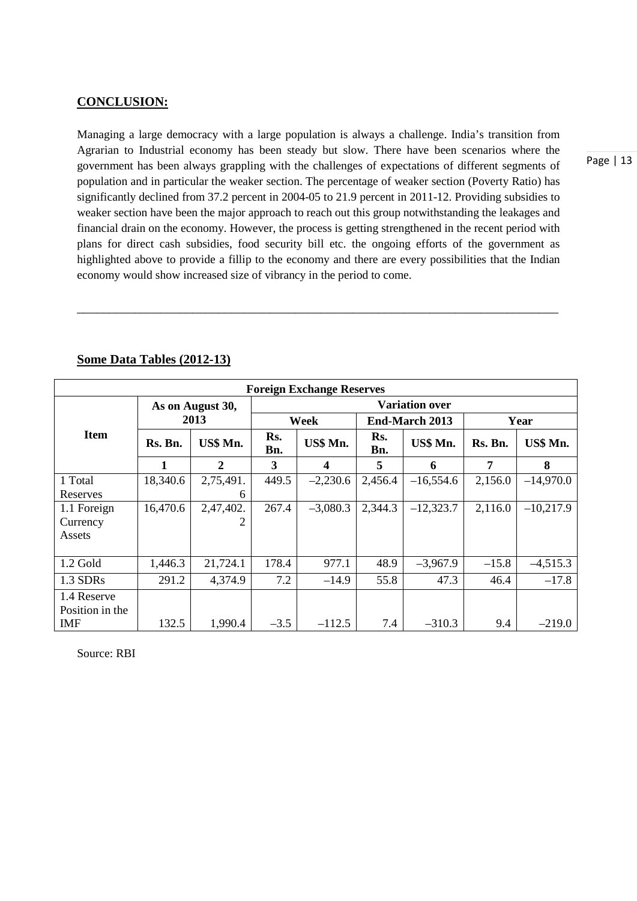## CONCLUSION:

Managing a large democracy with a large population is always a challenge. India's transition from Agrarian to Industrial economy has been steady but slow. There have been scenarios where the government has been always grappling with the challenges of expectations of different segments of population and in particular the weaker section. The percentage of weaker section (Poverty Ratio) has significantly declined from 37.2 percent in 2004-05 to 21.9 percent in 2011-12. Providing subsidies to weaker section have been the major approach to reach out this group notwithstanding the leakages and financial drain on the economy. However, the process is getting strengthened in the recent period with plans for direct cash subsidies, food security bill etc. the ongoing efforts of the government as highlighted above to provide a fillip to the economy and there are every possibilities that the Indian economy would show increased size of vibrancy in the period to come.

---

## Some Data Tables (2012-13)

**Foreign Exchange Reserves**

| Item | As on August 30, 2013 | | Variation over | | | | | |
|---|---|---|---|---|---|---|---|---|
| | | | Week | | End-March 2013 | | Year | |
| | Rs. Bn. | US$ Mn. | Rs. Bn. | US$ Mn. | Rs. Bn. | US$ Mn. | Rs. Bn. | US$ Mn. |
| | 1 | 2 | 3 | 4 | 5 | 6 | 7 | 8 |
| 1 Total Reserves | 18,340.6 | 2,75,491.6 | 449.5 | –2,230.6 | 2,456.4 | –16,554.6 | 2,156.0 | –14,970.0 |
| 1.1 Foreign Currency Assets | 16,470.6 | 2,47,402.2 | 267.4 | –3,080.3 | 2,344.3 | –12,323.7 | 2,116.0 | –10,217.9 |
| 1.2 Gold | 1,446.3 | 21,724.1 | 178.4 | 977.1 | 48.9 | –3,967.9 | –15.8 | –4,515.3 |
| 1.3 SDRs | 291.2 | 4,374.9 | 7.2 | –14.9 | 55.8 | 47.3 | 46.4 | –17.8 |
| 1.4 Reserve Position in the IMF | 132.5 | 1,990.4 | –3.5 | –112.5 | 7.4 | –310.3 | 9.4 | –219.0 |

Source: RBI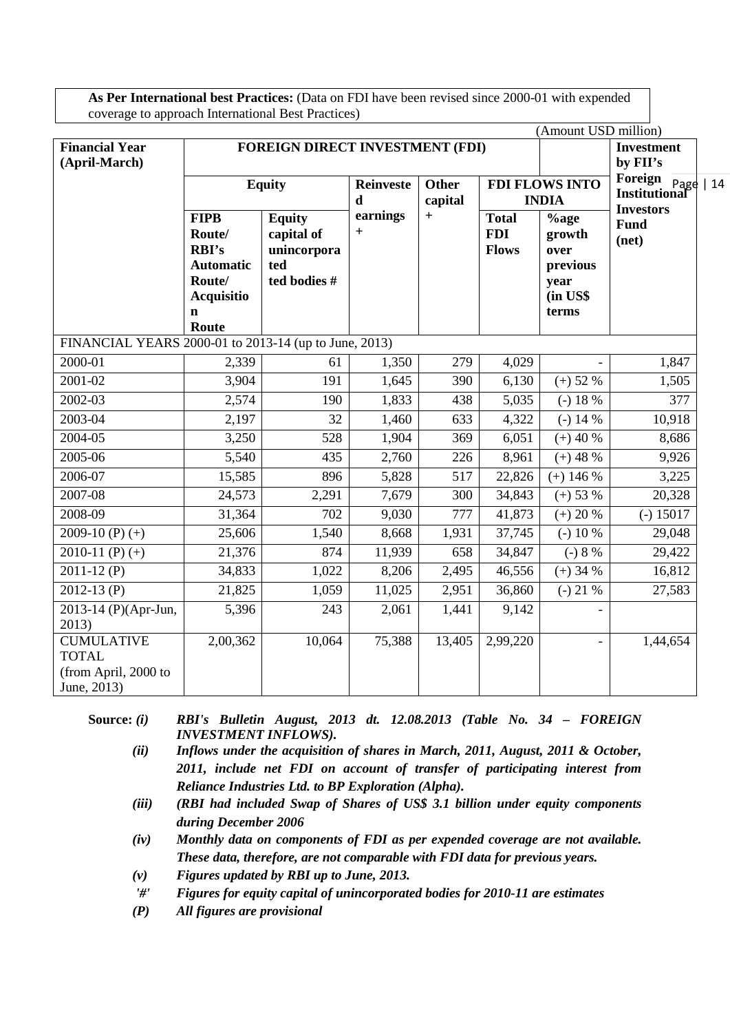**As Per International best Practices:** (Data on FDI have been revised since 2000-01 with expended coverage to approach International Best Practices)

(Amount USD million)

| Financial Year (April-March) | FOREIGN DIRECT INVESTMENT (FDI) | | | | | | Investment by FII's Foreign Institutional Investors Fund (net) |
|---|---|---|---|---|---|---|---|
| | Equity | | Reinvested earnings + | Other capital + | FDI FLOWS INTO INDIA | | |
| | FIPB Route/ RBI's Automatic Route/ Acquisition Route | Equity capital of unincorporated bodies # | | | Total FDI Flows | %age growth over previous year (in US$ terms | |
| FINANCIAL YEARS 2000-01 to 2013-14 (up to June, 2013) | | | | | | | |
| 2000-01 | 2,339 | 61 | 1,350 | 279 | 4,029 | - | 1,847 |
| 2001-02 | 3,904 | 191 | 1,645 | 390 | 6,130 | (+) 52 % | 1,505 |
| 2002-03 | 2,574 | 190 | 1,833 | 438 | 5,035 | (-) 18 % | 377 |
| 2003-04 | 2,197 | 32 | 1,460 | 633 | 4,322 | (-) 14 % | 10,918 |
| 2004-05 | 3,250 | 528 | 1,904 | 369 | 6,051 | (+) 40 % | 8,686 |
| 2005-06 | 5,540 | 435 | 2,760 | 226 | 8,961 | (+) 48 % | 9,926 |
| 2006-07 | 15,585 | 896 | 5,828 | 517 | 22,826 | (+) 146 % | 3,225 |
| 2007-08 | 24,573 | 2,291 | 7,679 | 300 | 34,843 | (+) 53 % | 20,328 |
| 2008-09 | 31,364 | 702 | 9,030 | 777 | 41,873 | (+) 20 % | (-) 15017 |
| 2009-10 (P) (+) | 25,606 | 1,540 | 8,668 | 1,931 | 37,745 | (-) 10 % | 29,048 |
| 2010-11 (P) (+) | 21,376 | 874 | 11,939 | 658 | 34,847 | (-) 8 % | 29,422 |
| 2011-12 (P) | 34,833 | 1,022 | 8,206 | 2,495 | 46,556 | (+) 34 % | 16,812 |
| 2012-13 (P) | 21,825 | 1,059 | 11,025 | 2,951 | 36,860 | (-) 21 % | 27,583 |
| 2013-14 (P)(Apr-Jun, 2013) | 5,396 | 243 | 2,061 | 1,441 | 9,142 | - | |
| CUMULATIVE TOTAL (from April, 2000 to June, 2013) | 2,00,362 | 10,064 | 75,388 | 13,405 | 2,99,220 | - | 1,44,654 |

**Source:** ***(i)*** ***RBI's Bulletin August, 2013 dt. 12.08.2013 (Table No. 34 – FOREIGN INVESTMENT INFLOWS).***

***(ii)*** ***Inflows under the acquisition of shares in March, 2011, August, 2011 & October, 2011, include net FDI on account of transfer of participating interest from Reliance Industries Ltd. to BP Exploration (Alpha).***

***(iii)*** ***(RBI had included Swap of Shares of US$ 3.1 billion under equity components during December 2006***

***(iv)*** ***Monthly data on components of FDI as per expended coverage are not available. These data, therefore, are not comparable with FDI data for previous years.***

***(v)*** ***Figures updated by RBI up to June, 2013.***

***'#'*** ***Figures for equity capital of unincorporated bodies for 2010-11 are estimates***

***(P)*** ***All figures are provisional***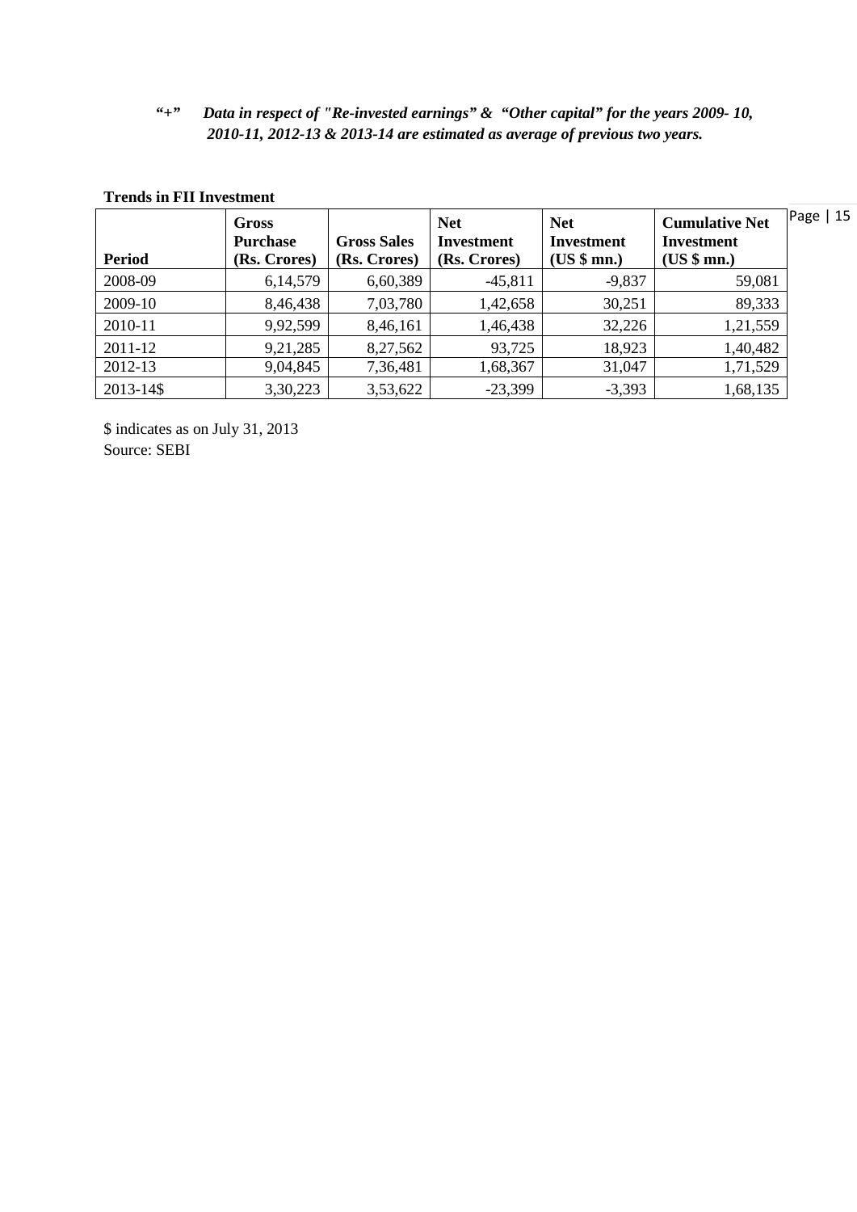*"+"    Data in respect of "Re-invested earnings" & "Other capital" for the years 2009- 10, 2010-11, 2012-13 & 2013-14 are estimated as average of previous two years.*

**Trends in FII Investment**

| Period | Gross Purchase (Rs. Crores) | Gross Sales (Rs. Crores) | Net Investment (Rs. Crores) | Net Investment (US $ mn.) | Cumulative Net Investment (US $ mn.) |
|---|---|---|---|---|---|
| 2008-09 | 6,14,579 | 6,60,389 | -45,811 | -9,837 | 59,081 |
| 2009-10 | 8,46,438 | 7,03,780 | 1,42,658 | 30,251 | 89,333 |
| 2010-11 | 9,92,599 | 8,46,161 | 1,46,438 | 32,226 | 1,21,559 |
| 2011-12 | 9,21,285 | 8,27,562 | 93,725 | 18,923 | 1,40,482 |
| 2012-13 | 9,04,845 | 7,36,481 | 1,68,367 | 31,047 | 1,71,529 |
| 2013-14$ | 3,30,223 | 3,53,622 | -23,399 | -3,393 | 1,68,135 |

$ indicates as on July 31, 2013
Source: SEBI